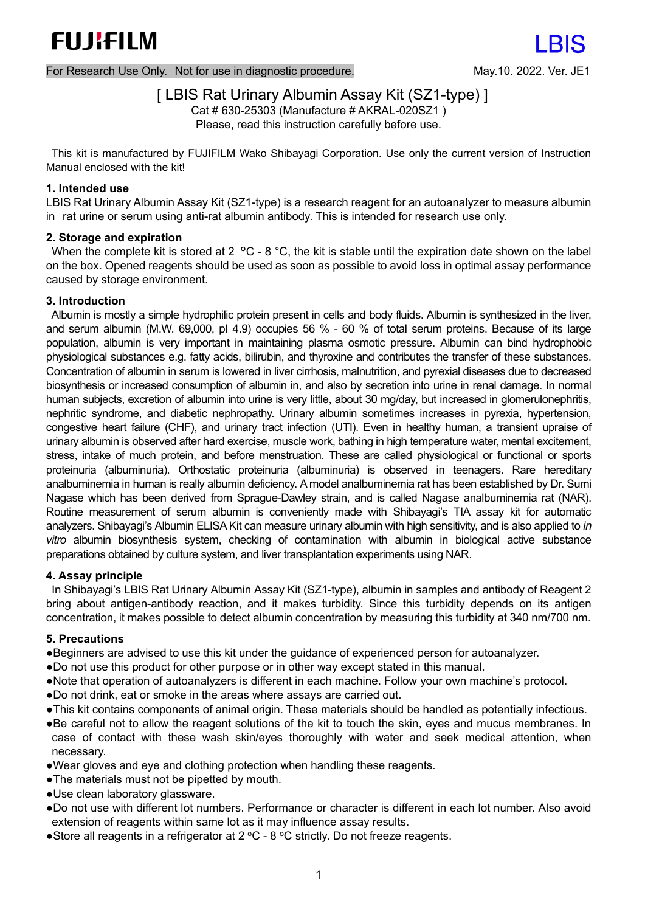# FUJIFILM

LBIS

For Research Use Only. Not for use in diagnostic procedure.

May.10. 2022. Ver. JE1

## [ LBIS Rat Urinary Albumin Assay Kit (SZ1-type) ]

Cat # 630-25303 (Manufacture # AKRAL-020SZ1 )

Please, read this instruction carefully before use.

This kit is manufactured by FUJIFILM Wako Shibayagi Corporation. Use only the current version of Instruction Manual enclosed with the kit!

### 1. Intended use

LBIS Rat Urinary Albumin Assay Kit (SZ1-type) is a research reagent for an autoanalyzer to measure albumin in rat urine or serum using anti-rat albumin antibody. This is intended for research use only.

### 2. Storage and expiration

When the complete kit is stored at 2 °C - 8 °C, the kit is stable until the expiration date shown on the label on the box. Opened reagents should be used as soon as possible to avoid loss in optimal assay performance caused by storage environment.

### 3. Introduction

Albumin is mostly a simple hydrophilic protein present in cells and body fluids. Albumin is synthesized in the liver, and serum albumin (M.W. 69,000, pI 4.9) occupies 56 % - 60 % of total serum proteins. Because of its large population, albumin is very important in maintaining plasma osmotic pressure. Albumin can bind hydrophobic physiological substances e.g. fatty acids, bilirubin, and thyroxine and contributes the transfer of these substances. Concentration of albumin in serum is lowered in liver cirrhosis, malnutrition, and pyrexial diseases due to decreased biosynthesis or increased consumption of albumin in, and also by secretion into urine in renal damage. In normal human subjects, excretion of albumin into urine is very little, about 30 mg/day, but increased in glomerulonephritis, nephritic syndrome, and diabetic nephropathy. Urinary albumin sometimes increases in pyrexia, hypertension, congestive heart failure (CHF), and urinary tract infection (UTI). Even in healthy human, a transient upraise of urinary albumin is observed after hard exercise, muscle work, bathing in high temperature water, mental excitement, stress, intake of much protein, and before menstruation. These are called physiological or functional or sports proteinuria (albuminuria). Orthostatic proteinuria (albuminuria) is observed in teenagers. Rare hereditary analbuminemia in human is really albumin deficiency. A model analbuminemia rat has been established by Dr. Sumi Nagase which has been derived from Sprague-Dawley strain, and is called Nagase analbuminemia rat (NAR). Routine measurement of serum albumin is conveniently made with Shibayagi's TIA assay kit for automatic analyzers. Shibayagi's Albumin ELISA Kit can measure urinary albumin with high sensitivity, and is also applied to *in vitro* albumin biosynthesis system, checking of contamination with albumin in biological active substance preparations obtained by culture system, and liver transplantation experiments using NAR.

### 4. Assay principle

In Shibayagi's LBIS Rat Urinary Albumin Assay Kit (SZ1-type), albumin in samples and antibody of Reagent 2 bring about antigen-antibody reaction, and it makes turbidity. Since this turbidity depends on its antigen concentration, it makes possible to detect albumin concentration by measuring this turbidity at 340 nm/700 nm.

### 5. Precautions

- Beginners are advised to use this kit under the guidance of experienced person for autoanalyzer.
- Do not use this product for other purpose or in other way except stated in this manual.
- Note that operation of autoanalyzers is different in each machine. Follow your own machine's protocol.
- Do not drink, eat or smoke in the areas where assays are carried out.
- This kit contains components of animal origin. These materials should be handled as potentially infectious.
- Be careful not to allow the reagent solutions of the kit to touch the skin, eyes and mucus membranes. In case of contact with these wash skin/eyes thoroughly with water and seek medical attention, when necessary.
- Wear gloves and eye and clothing protection when handling these reagents.
- The materials must not be pipetted by mouth.
- Use clean laboratory glassware.
- Do not use with different lot numbers. Performance or character is different in each lot number. Also avoid extension of reagents within same lot as it may influence assay results.
- Store all reagents in a refrigerator at 2 °C - 8 °C strictly. Do not freeze reagents.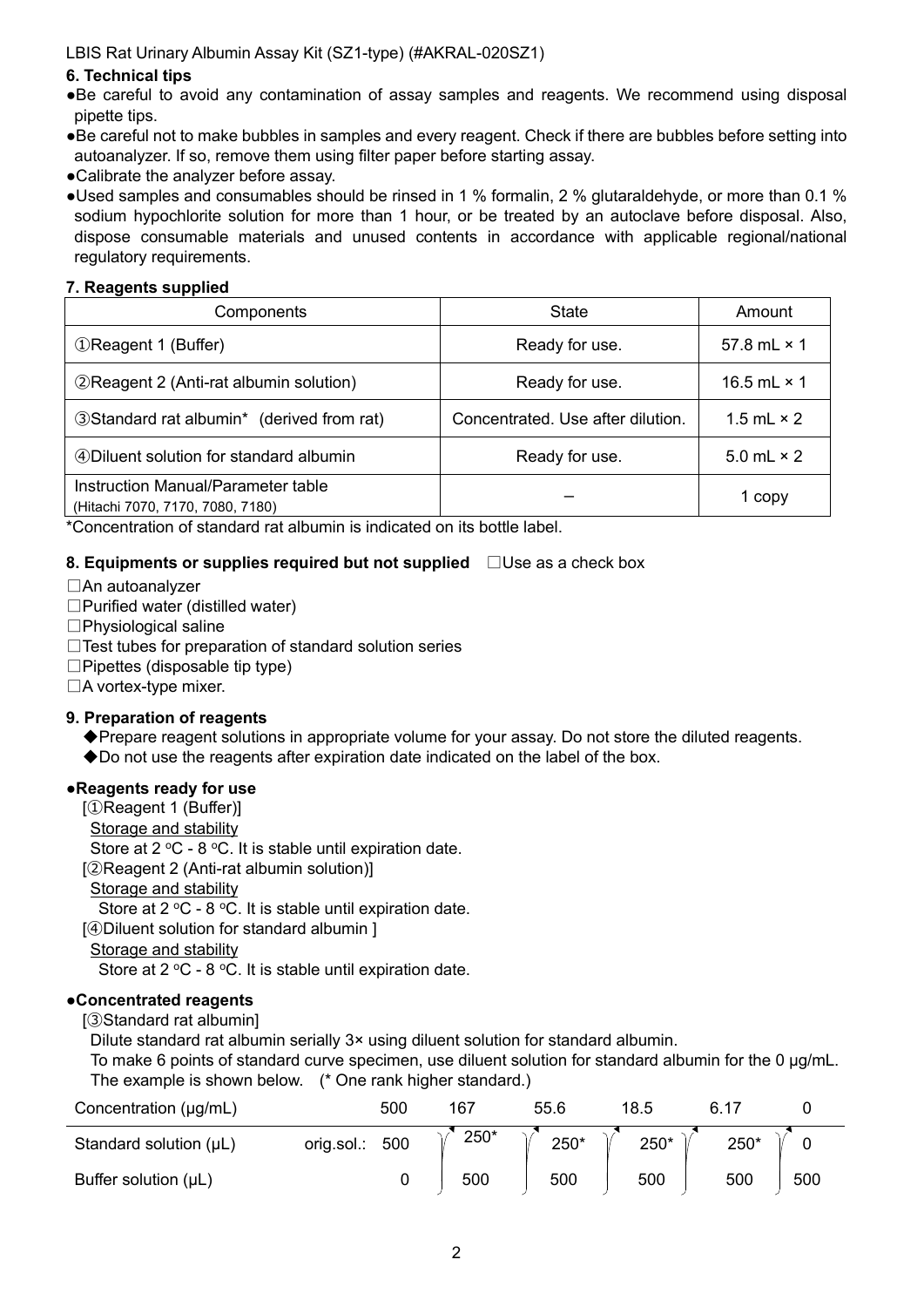LBIS Rat Urinary Albumin Assay Kit (SZ1-type) (#AKRAL-020SZ1)

### 6. Technical tips

- ●Be careful to avoid any contamination of assay samples and reagents. We recommend using disposal pipette tips.
- ●Be careful not to make bubbles in samples and every reagent. Check if there are bubbles before setting into autoanalyzer. If so, remove them using filter paper before starting assay.
- ●Calibrate the analyzer before assay.
- ●Used samples and consumables should be rinsed in 1 % formalin, 2 % glutaraldehyde, or more than 0.1 % sodium hypochlorite solution for more than 1 hour, or be treated by an autoclave before disposal. Also, dispose consumable materials and unused contents in accordance with applicable regional/national regulatory requirements.

### 7. Reagents supplied

| Components | State | Amount |
|---|---|---|
| ①Reagent 1 (Buffer) | Ready for use. | 57.8 mL × 1 |
| ②Reagent 2 (Anti-rat albumin solution) | Ready for use. | 16.5 mL × 1 |
| ③Standard rat albumin* (derived from rat) | Concentrated. Use after dilution. | 1.5 mL × 2 |
| ④Diluent solution for standard albumin | Ready for use. | 5.0 mL × 2 |
| Instruction Manual/Parameter table (Hitachi 7070, 7170, 7080, 7180) | – | 1 copy |

*Concentration of standard rat albumin is indicated on its bottle label.

### 8. Equipments or supplies required but not supplied ☐Use as a check box

☐An autoanalyzer
☐Purified water (distilled water)
☐Physiological saline
☐Test tubes for preparation of standard solution series
☐Pipettes (disposable tip type)
☐A vortex-type mixer.

### 9. Preparation of reagents

◆Prepare reagent solutions in appropriate volume for your assay. Do not store the diluted reagents.
◆Do not use the reagents after expiration date indicated on the label of the box.

**●Reagents ready for use**

[①Reagent 1 (Buffer)]
Storage and stability
Store at 2 °C - 8 °C. It is stable until expiration date.

[②Reagent 2 (Anti-rat albumin solution)]
Storage and stability
Store at 2 °C - 8 °C. It is stable until expiration date.

[④Diluent solution for standard albumin ]
Storage and stability
Store at 2 °C - 8 °C. It is stable until expiration date.

**●Concentrated reagents**

[③Standard rat albumin]
Dilute standard rat albumin serially 3× using diluent solution for standard albumin.
To make 6 points of standard curve specimen, use diluent solution for standard albumin for the 0 μg/mL.
The example is shown below. (* One rank higher standard.)

| Concentration (μg/mL) | 500 | 167 | 55.6 | 18.5 | 6.17 | 0 |
|---|---|---|---|---|---|---|
| Standard solution (μL) | orig.sol.: 500 | 250* | 250* | 250* | 250* | 0 |
| Buffer solution (μL) | 0 | 500 | 500 | 500 | 500 | 500 |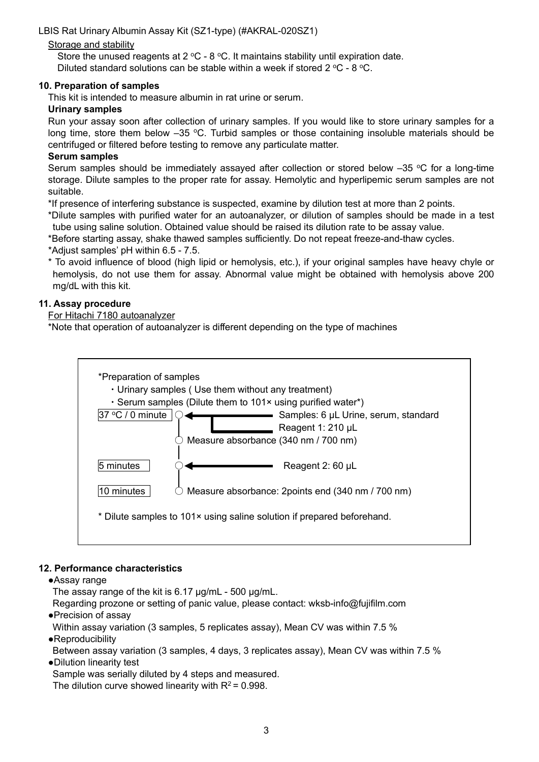LBIS Rat Urinary Albumin Assay Kit (SZ1-type) (#AKRAL-020SZ1)

Storage and stability

Store the unused reagents at 2 °C - 8 °C. It maintains stability until expiration date.
Diluted standard solutions can be stable within a week if stored 2 °C - 8 °C.

## 10. Preparation of samples

This kit is intended to measure albumin in rat urine or serum.

**Urinary samples**

Run your assay soon after collection of urinary samples. If you would like to store urinary samples for a long time, store them below –35 °C. Turbid samples or those containing insoluble materials should be centrifuged or filtered before testing to remove any particulate matter.

**Serum samples**

Serum samples should be immediately assayed after collection or stored below –35 °C for a long-time storage. Dilute samples to the proper rate for assay. Hemolytic and hyperlipemic serum samples are not suitable.

*If presence of interfering substance is suspected, examine by dilution test at more than 2 points.

*Dilute samples with purified water for an autoanalyzer, or dilution of samples should be made in a test tube using saline solution. Obtained value should be raised its dilution rate to be assay value.

*Before starting assay, shake thawed samples sufficiently. Do not repeat freeze-and-thaw cycles.

*Adjust samples' pH within 6.5 - 7.5.

* To avoid influence of blood (high lipid or hemolysis, etc.), if your original samples have heavy chyle or hemolysis, do not use them for assay. Abnormal value might be obtained with hemolysis above 200 mg/dL with this kit.

## 11. Assay procedure

For Hitachi 7180 autoanalyzer

*Note that operation of autoanalyzer is different depending on the type of machines

*Preparation of samples

- Urinary samples ( Use them without any treatment)
- Serum samples (Dilute them to 101× using purified water*)

| Time | Step |
|---|---|
| 37 °C / 0 minute | Samples: 6 µL Urine, serum, standard; Reagent 1: 210 µL |
| | Measure absorbance (340 nm / 700 nm) |
| 5 minutes | Reagent 2: 60 µL |
| 10 minutes | Measure absorbance: 2points end (340 nm / 700 nm) |

* Dilute samples to 101× using saline solution if prepared beforehand.

## 12. Performance characteristics

- Assay range

  The assay range of the kit is 6.17 µg/mL - 500 µg/mL.
  Regarding prozone or setting of panic value, please contact: wksb-info@fujifilm.com

- Precision of assay

  Within assay variation (3 samples, 5 replicates assay), Mean CV was within 7.5 %

- Reproducibility

  Between assay variation (3 samples, 4 days, 3 replicates assay), Mean CV was within 7.5 %

- Dilution linearity test

  Sample was serially diluted by 4 steps and measured.
  The dilution curve showed linearity with $R^2 = 0.998$.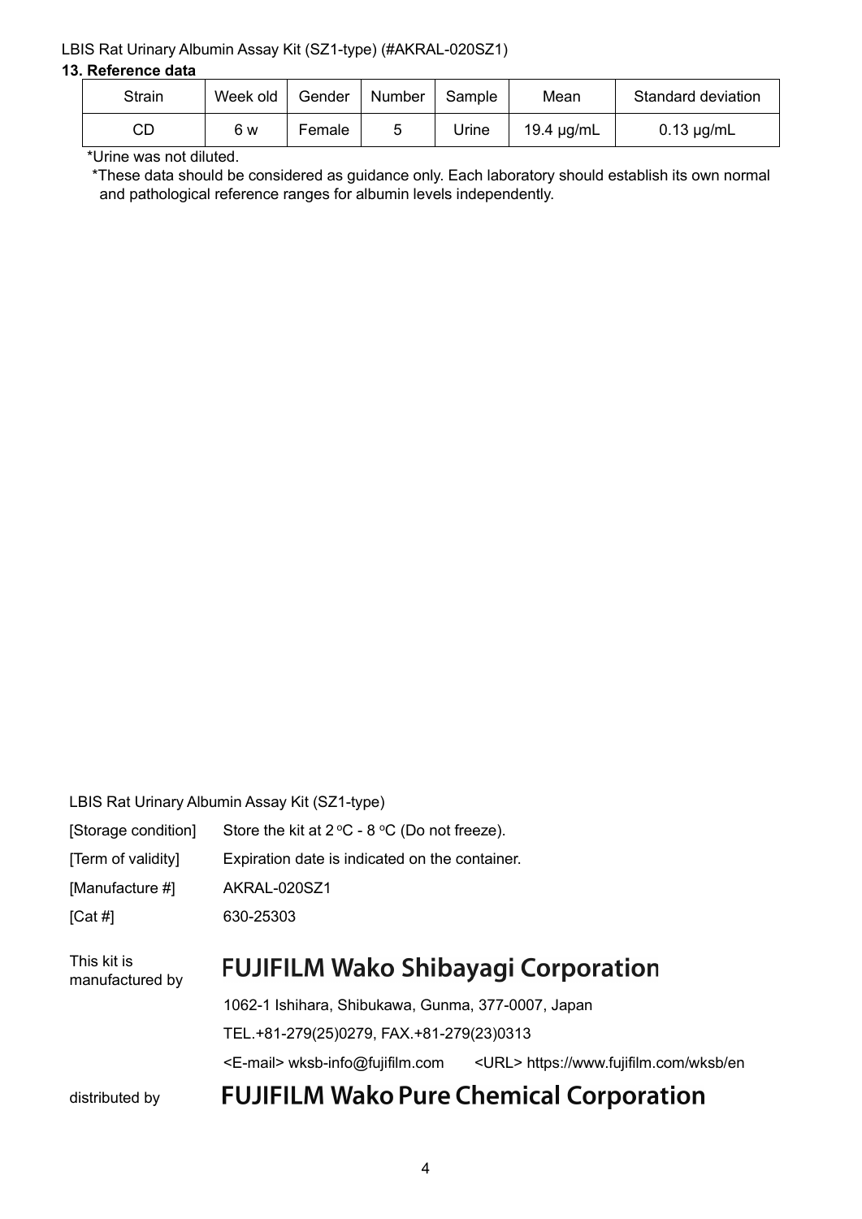## 13. Reference data

| Strain | Week old | Gender | Number | Sample | Mean | Standard deviation |
|---|---|---|---|---|---|---|
| CD | 6 w | Female | 5 | Urine | 19.4 μg/mL | 0.13 μg/mL |

*Urine was not diluted.

*These data should be considered as guidance only. Each laboratory should establish its own normal and pathological reference ranges for albumin levels independently.

LBIS Rat Urinary Albumin Assay Kit (SZ1-type)

[Storage condition] Store the kit at 2 °C - 8 °C (Do not freeze).

[Term of validity] Expiration date is indicated on the container.

[Manufacture #] AKRAL-020SZ1

[Cat #] 630-25303

This kit is manufactured by **FUJIFILM Wako Shibayagi Corporation**

1062-1 Ishihara, Shibukawa, Gunma, 377-0007, Japan

TEL.+81-279(25)0279, FAX.+81-279(23)0313

<E-mail> wksb-info@fujifilm.com <URL> https://www.fujifilm.com/wksb/en

distributed by **FUJIFILM Wako Pure Chemical Corporation**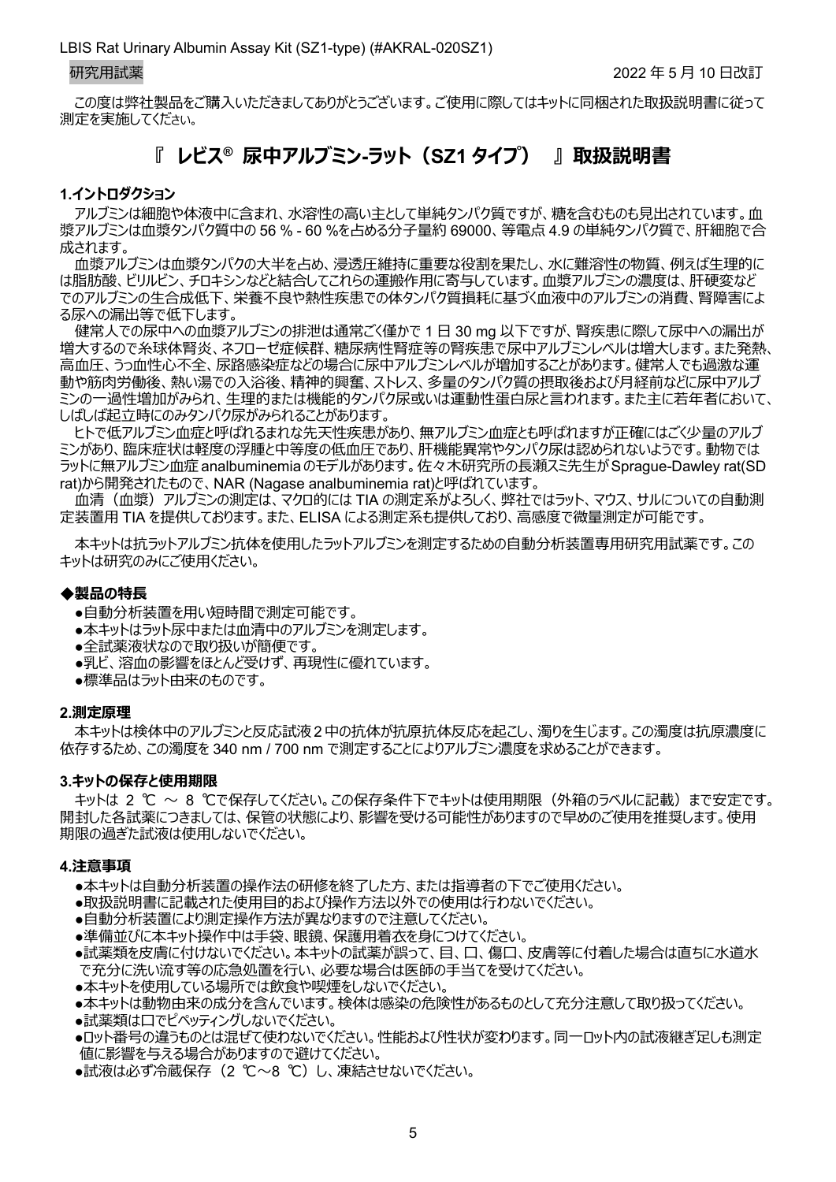研究用試薬　　　　　　　　　　　　　　　　　　　　　　　　　　　　　　　　　　　　　　　2022 年 5 月 10 日改訂

この度は弊社製品をご購入いただきましてありがとうございます。ご使用に際してはキットに同梱された取扱説明書に従って測定を実施してください。

# 『 レビス® 尿中アルブミン-ラット（SZ1 タイプ） 』取扱説明書

## 1.イントロダクション

アルブミンは細胞や体液中に含まれ、水溶性の高い主として単純タンパク質ですが、糖を含むものも見出されています。血漿アルブミンは血漿タンパク質中の 56 % - 60 %を占める分子量約 69000、等電点 4.9 の単純タンパク質で、肝細胞で合成されます。

血漿アルブミンは血漿タンパクの大半を占め、浸透圧維持に重要な役割を果たし、水に難溶性の物質、例えば生理的には脂肪酸、ビリルビン、チロキシンなどと結合してこれらの運搬作用に寄与しています。血漿アルブミンの濃度は、肝硬変などでのアルブミンの生合成低下、栄養不良や熱性疾患での体タンパク質損耗に基づく血液中のアルブミンの消費、腎障害による尿への漏出等で低下します。

健常人での尿中への血漿アルブミンの排泄は通常ごく僅かで 1 日 30 mg 以下ですが、腎疾患に際して尿中への漏出が増大するので糸球体腎炎、ネフローゼ症候群、糖尿病性腎症等の腎疾患で尿中アルブミンレベルは増大します。また発熱、高血圧、うっ血性心不全、尿路感染症などの場合に尿中アルブミンレベルが増加することがあります。健常人でも過激な運動や筋肉労働後、熱い湯での入浴後、精神的興奮、ストレス、多量のタンパク質の摂取後および月経前などに尿中アルブミンの一過性増加がみられ、生理的または機能的タンパク尿或いは運動性蛋白尿と言われます。また主に若年者において、しばしば起立時にのみタンパク尿がみられることがあります。

ヒトで低アルブミン血症と呼ばれるまれな先天性疾患があり、無アルブミン血症とも呼ばれますが正確にはごく少量のアルブミンがあり、臨床症状は軽度の浮腫と中等度の低血圧であり、肝機能異常やタンパク尿は認められないようです。動物ではラットに無アルブミン血症 analbuminemia のモデルがあります。佐々木研究所の長瀬スミ先生が Sprague-Dawley rat(SD rat)から開発されたもので、NAR (Nagase analbuminemia rat)と呼ばれています。

血清（血漿）アルブミンの測定は、マクロ的には TIA の測定系がよろしく、弊社ではラット、マウス、サルについての自動測定装置用 TIA を提供しております。また、ELISA による測定系も提供しており、高感度で微量測定が可能です。

本キットは抗ラットアルブミン抗体を使用したラットアルブミンを測定するための自動分析装置専用研究用試薬です。このキットは研究のみにご使用ください。

### ◆製品の特長

- ●自動分析装置を用い短時間で測定可能です。
- ●本キットはラット尿中または血清中のアルブミンを測定します。
- ●全試薬液状なので取り扱いが簡便です。
- ●乳ビ、溶血の影響をほとんど受けず、再現性に優れています。
- ●標準品はラット由来のものです。

## 2.測定原理

本キットは検体中のアルブミンと反応試液 2 中の抗体が抗原抗体反応を起こし、濁りを生じます。この濁度は抗原濃度に依存するため、この濁度を 340 nm / 700 nm で測定することによりアルブミン濃度を求めることができます。

## 3.キットの保存と使用期限

キットは 2 ℃ ～ 8 ℃で保存してください。この保存条件下でキットは使用期限（外箱のラベルに記載）まで安定です。開封した各試薬につきましては、保管の状態により、影響を受ける可能性がありますので早めのご使用を推奨します。使用期限の過ぎた試液は使用しないでください。

## 4.注意事項

- ●本キットは自動分析装置の操作法の研修を終了した方、または指導者の下でご使用ください。
- ●取扱説明書に記載された使用目的および操作方法以外での使用は行わないでください。
- ●自動分析装置により測定操作方法が異なりますので注意してください。
- ●準備並びに本キット操作中は手袋、眼鏡、保護用着衣を身につけてください。
- ●試薬類を皮膚に付けないでください。本キットの試薬が誤って、目、口、傷口、皮膚等に付着した場合は直ちに水道水で充分に洗い流す等の応急処置を行い、必要な場合は医師の手当てを受けてください。
- ●本キットを使用している場所では飲食や喫煙をしないでください。
- ●本キットは動物由来の成分を含んでいます。検体は感染の危険性があるものとして充分注意して取り扱ってください。
- ●試薬類は口でピペッティングしないでください。
- ●ロット番号の違うものとは混ぜて使わないでください。性能および性状が変わります。同一ロット内の試液継ぎ足しも測定値に影響を与える場合がありますので避けてください。
- ●試液は必ず冷蔵保存（2 ℃～8 ℃）し、凍結させないでください。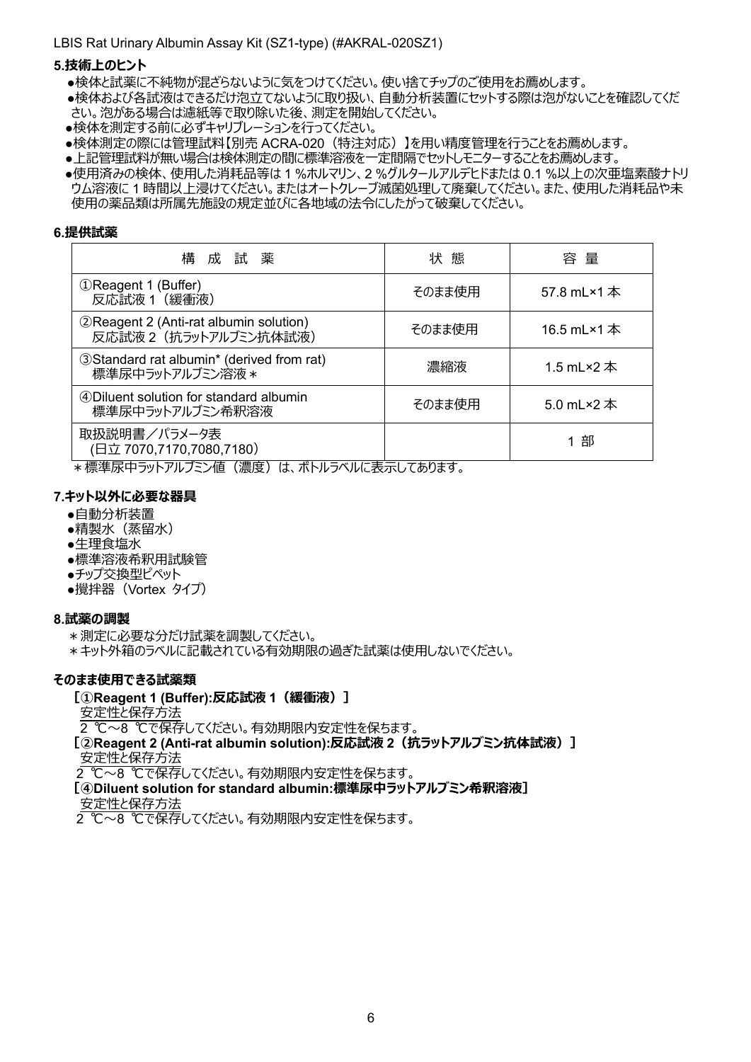## 5.技術上のヒント

- ●検体と試薬に不純物が混ざらないように気をつけてください。使い捨てチップのご使用をお薦めします。
- ●検体および各試液はできるだけ泡立てないように取り扱い、自動分析装置にセットする際は泡がないことを確認してください。泡がある場合は濾紙等で取り除いた後、測定を開始してください。
- ●検体を測定する前に必ずキャリブレーションを行ってください。
- ●検体測定の際には管理試料【別売 ACRA-020（特注対応）】を用い精度管理を行うことをお薦めします。
- ●上記管理試料が無い場合は検体測定の間に標準溶液を一定間隔でセットしモニターすることをお薦めします。
- ●使用済みの検体、使用した消耗品等は 1 %ホルマリン、2 %グルタールアルデヒドまたは 0.1 %以上の次亜塩素酸ナトリウム溶液に 1 時間以上浸けてください。またはオートクレーブ滅菌処理して廃棄してください。また、使用した消耗品や未使用の薬品類は所属先施設の規定並びに各地域の法令にしたがって破棄してください。

## 6.提供試薬

| 構 成 試 薬 | 状 態 | 容 量 |
|---|---|---|
| ①Reagent 1 (Buffer)<br>反応試液 1（緩衝液） | そのまま使用 | 57.8 mL×1 本 |
| ②Reagent 2 (Anti-rat albumin solution)<br>反応試液 2（抗ラットアルブミン抗体試液） | そのまま使用 | 16.5 mL×1 本 |
| ③Standard rat albumin* (derived from rat)<br>標準尿中ラットアルブミン溶液＊ | 濃縮液 | 1.5 mL×2 本 |
| ④Diluent solution for standard albumin<br>標準尿中ラットアルブミン希釈溶液 | そのまま使用 | 5.0 mL×2 本 |
| 取扱説明書／パラメータ表<br>（日立 7070,7170,7080,7180） | | 1 部 |

＊標準尿中ラットアルブミン値（濃度）は、ボトルラベルに表示してあります。

## 7.キット以外に必要な器具

- ●自動分析装置
- ●精製水（蒸留水）
- ●生理食塩水
- ●標準溶液希釈用試験管
- ●チップ交換型ピペット
- ●撹拌器（Vortex タイプ）

## 8.試薬の調製

＊測定に必要な分だけ試薬を調製してください。
＊キット外箱のラベルに記載されている有効期限の過ぎた試薬は使用しないでください。

### そのまま使用できる試薬類

**［①Reagent 1 (Buffer):反応試液 1（緩衝液）］**

安定性と保存方法

2 ℃～8 ℃で保存してください。有効期限内安定性を保ちます。

**［②Reagent 2 (Anti-rat albumin solution):反応試液 2（抗ラットアルブミン抗体試液）］**

安定性と保存方法

2 ℃～8 ℃で保存してください。有効期限内安定性を保ちます。

**［④Diluent solution for standard albumin:標準尿中ラットアルブミン希釈溶液］**

安定性と保存方法

2 ℃～8 ℃で保存してください。有効期限内安定性を保ちます。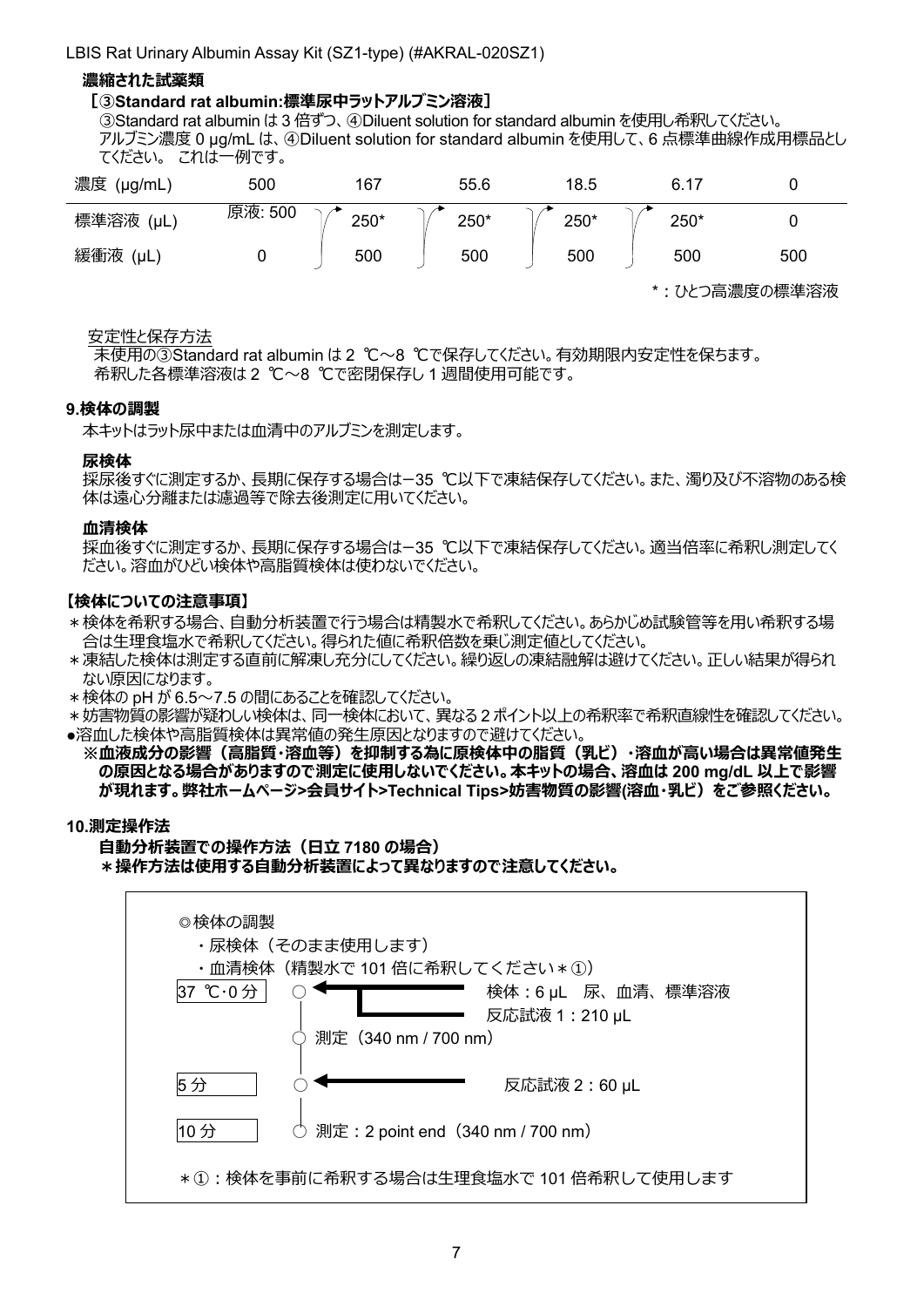**濃縮された試薬類**

**［③Standard rat albumin:標準尿中ラットアルブミン溶液］**

③Standard rat albumin は 3 倍ずつ、④Diluent solution for standard albumin を使用し希釈してください。
アルブミン濃度 0 μg/mL は、④Diluent solution for standard albumin を使用して、6 点標準曲線作成用標品としてください。 これは一例です。

| 濃度 (μg/mL) | 500 | 167 | 55.6 | 18.5 | 6.17 | 0 |
|---|---|---|---|---|---|---|
| 標準溶液 (μL) | 原液: 500 | 250* | 250* | 250* | 250* | 0 |
| 緩衝液 (μL) | 0 | 500 | 500 | 500 | 500 | 500 |

*：ひとつ高濃度の標準溶液

安定性と保存方法

未使用の③Standard rat albumin は 2 ℃～8 ℃で保存してください。有効期限内安定性を保ちます。
希釈した各標準溶液は 2 ℃～8 ℃で密閉保存し 1 週間使用可能です。

## 9.検体の調製

本キットはラット尿中または血清中のアルブミンを測定します。

**尿検体**

採尿後すぐに測定するか、長期に保存する場合は−35 ℃以下で凍結保存してください。また、濁り及び不溶物のある検体は遠心分離または濾過等で除去後測定に用いてください。

**血清検体**

採血後すぐに測定するか、長期に保存する場合は−35 ℃以下で凍結保存してください。適当倍率に希釈し測定してください。溶血がひどい検体や高脂質検体は使わないでください。

**【検体についての注意事項】**

＊検体を希釈する場合、自動分析装置で行う場合は精製水で希釈してください。あらかじめ試験管等を用い希釈する場合は生理食塩水で希釈してください。得られた値に希釈倍数を乗じ測定値としてください。
＊凍結した検体は測定する直前に解凍し充分にしてください。繰り返しの凍結融解は避けてください。正しい結果が得られない原因になります。
＊検体の pH が 6.5～7.5 の間にあることを確認してください。
＊妨害物質の影響が疑わしい検体は、同一検体において、異なる 2 ポイント以上の希釈率で希釈直線性を確認してください。
●溶血した検体や高脂質検体は異常値の発生原因となりますので避けてください。
**※血液成分の影響（高脂質・溶血等）を抑制する為に原検体中の脂質（乳ビ）・溶血が高い場合は異常値発生の原因となる場合がありますので測定に使用しないでください。本キットの場合、溶血は 200 mg/dL 以上で影響が現れます。弊社ホームページ>会員サイト>Technical Tips>妨害物質の影響(溶血・乳ビ）をご参照ください。**

## 10.測定操作法

**自動分析装置での操作方法（日立 7180 の場合）**
**＊操作方法は使用する自動分析装置によって異なりますので注意してください。**

◎検体の調製
・尿検体（そのまま使用します）
・血清検体（精製水で 101 倍に希釈してください＊①）

| 時間 | 操作 |
|---|---|
| 37 ℃･0 分 | 検体：6 μL　尿、血清、標準溶液<br>反応試液 1：210 μL |
| | 測定（340 nm / 700 nm） |
| 5 分 | 反応試液 2：60 μL |
| 10 分 | 測定：2 point end（340 nm / 700 nm） |

＊①：検体を事前に希釈する場合は生理食塩水で 101 倍希釈して使用します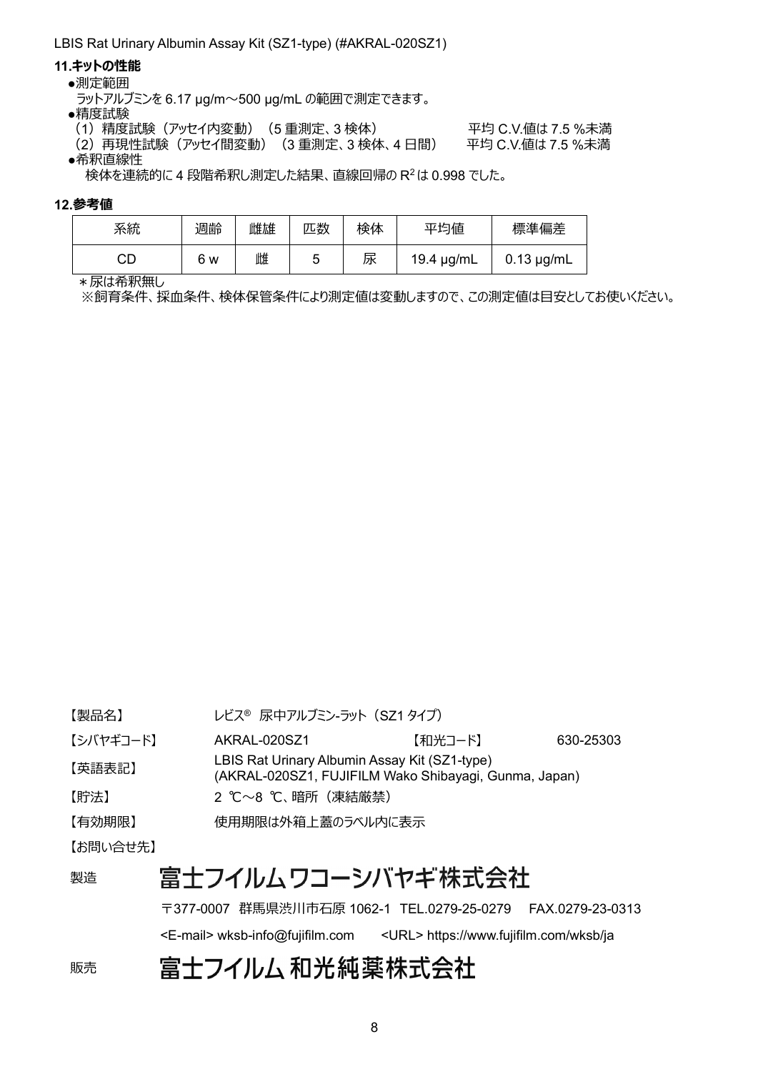## 11.キットの性能

●測定範囲

ラットアルブミンを 6.17 μg/m～500 μg/mL の範囲で測定できます。

●精度試験

（1）精度試験（アッセイ内変動）（5 重測定、3 検体）　　平均 C.V.値は 7.5 %未満

（2）再現性試験（アッセイ間変動）（3 重測定、3 検体、4 日間）　　平均 C.V.値は 7.5 %未満

●希釈直線性

検体を連続的に 4 段階希釈し測定した結果、直線回帰の $R^2$ は 0.998 でした。

## 12.参考値

| 系統 | 週齢 | 雌雄 | 匹数 | 検体 | 平均値 | 標準偏差 |
|---|---|---|---|---|---|---|
| CD | 6 w | 雌 | 5 | 尿 | 19.4 μg/mL | 0.13 μg/mL |

＊尿は希釈無し

※飼育条件、採血条件、検体保管条件により測定値は変動しますので、この測定値は目安としてお使いください。

【製品名】　レビス® 尿中アルブミン-ラット（SZ1 タイプ）

【シバヤギコード】　AKRAL-020SZ1　【和光コード】　630-25303

【英語表記】　LBIS Rat Urinary Albumin Assay Kit (SZ1-type)
(AKRAL-020SZ1, FUJIFILM Wako Shibayagi, Gunma, Japan)

【貯法】　2 ℃～8 ℃、暗所（凍結厳禁）

【有効期限】　使用期限は外箱上蓋のラベル内に表示

【お問い合せ先】

製造　**富士フイルムワコーシバヤギ株式会社**

〒377-0007 群馬県渋川市石原 1062-1 TEL.0279-25-0279 FAX.0279-23-0313

<E-mail> wksb-info@fujifilm.com <URL> https://www.fujifilm.com/wksb/ja

販売　**富士フイルム 和光純薬株式会社**